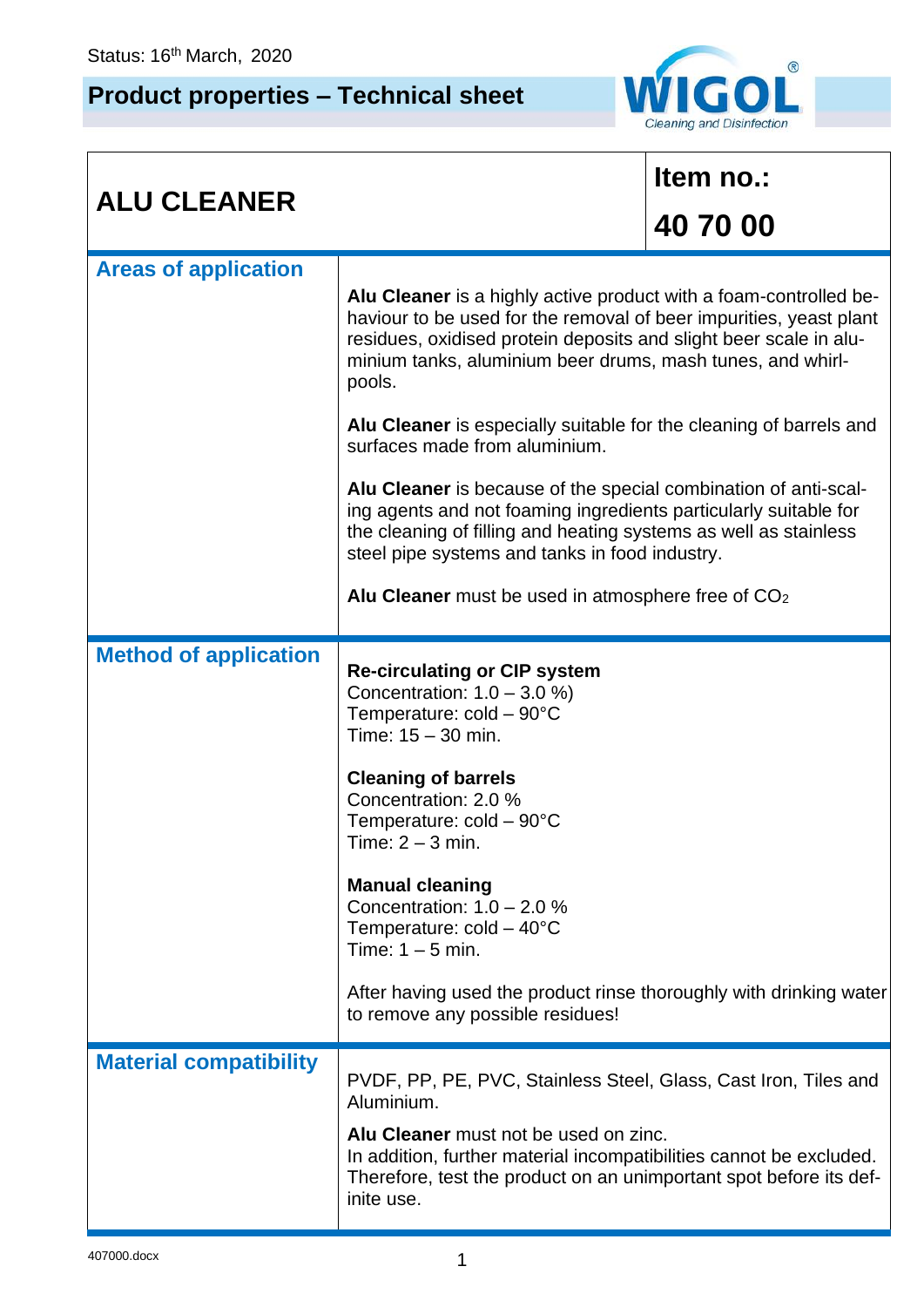Status: 16th March, 2020

# Product properties – Technical sheet

| ALU CLEANER | Item no.: 40 70 00 |
|---|---|
| **Areas of application** | **Alu Cleaner** is a highly active product with a foam-controlled behaviour to be used for the removal of beer impurities, yeast plant residues, oxidised protein deposits and slight beer scale in aluminium tanks, aluminium beer drums, mash tunes, and whirlpools.<br><br>**Alu Cleaner** is especially suitable for the cleaning of barrels and surfaces made from aluminium.<br><br>**Alu Cleaner** is because of the special combination of anti-scaling agents and not foaming ingredients particularly suitable for the cleaning of filling and heating systems as well as stainless steel pipe systems and tanks in food industry.<br><br>**Alu Cleaner** must be used in atmosphere free of $CO_2$ |
| **Method of application** | **Re-circulating or CIP system**<br>Concentration: 1.0 – 3.0 %)<br>Temperature: cold – 90°C<br>Time: 15 – 30 min.<br><br>**Cleaning of barrels**<br>Concentration: 2.0 %<br>Temperature: cold – 90°C<br>Time: 2 – 3 min.<br><br>**Manual cleaning**<br>Concentration: 1.0 – 2.0 %<br>Temperature: cold – 40°C<br>Time: 1 – 5 min.<br><br>After having used the product rinse thoroughly with drinking water to remove any possible residues! |
| **Material compatibility** | PVDF, PP, PE, PVC, Stainless Steel, Glass, Cast Iron, Tiles and Aluminium.<br><br>**Alu Cleaner** must not be used on zinc.<br>In addition, further material incompatibilities cannot be excluded. Therefore, test the product on an unimportant spot before its definite use. |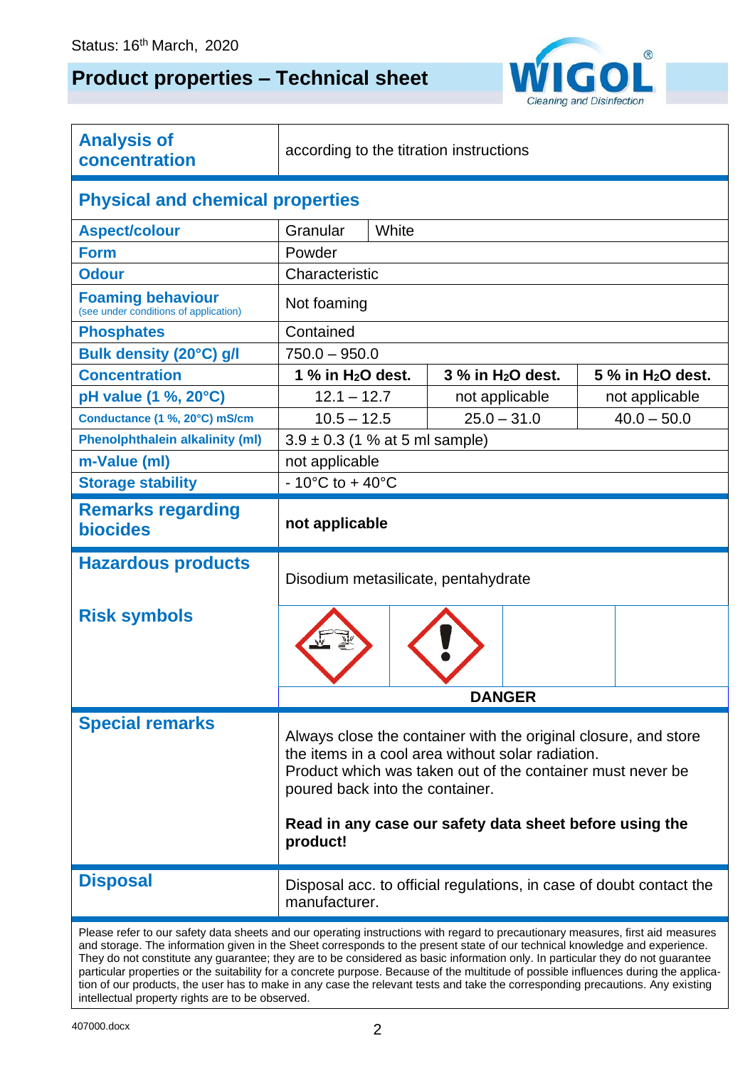Status: 16th March, 2020

# Product properties – Technical sheet

WIGOL® Cleaning and Disinfection

| | | | |
|---|---|---|---|
| **Analysis of concentration** | according to the titration instructions | | |

## Physical and chemical properties

| | | | |
|---|---|---|---|
| **Aspect/colour** | Granular | White | |
| **Form** | Powder | | |
| **Odour** | Characteristic | | |
| **Foaming behaviour** (see under conditions of application) | Not foaming | | |
| **Phosphates** | Contained | | |
| **Bulk density (20°C) g/l** | 750.0 – 950.0 | | |
| **Concentration** | **1 % in $H_2O$ dest.** | **3 % in $H_2O$ dest.** | **5 % in $H_2O$ dest.** |
| **pH value (1 %, 20°C)** | 12.1 – 12.7 | not applicable | not applicable |
| **Conductance (1 %, 20°C) mS/cm** | 10.5 – 12.5 | 25.0 – 31.0 | 40.0 – 50.0 |
| **Phenolphthalein alkalinity (ml)** | 3.9 ± 0.3 (1 % at 5 ml sample) | | |
| **m-Value (ml)** | not applicable | | |
| **Storage stability** | - 10°C to + 40°C | | |

| | |
|---|---|
| **Remarks regarding biocides** | **not applicable** |
| **Hazardous products** | Disodium metasilicate, pentahydrate |
| **Risk symbols** | **DANGER** |
| **Special remarks** | Always close the container with the original closure, and store the items in a cool area without solar radiation. Product which was taken out of the container must never be poured back into the container. **Read in any case our safety data sheet before using the product!** |
| **Disposal** | Disposal acc. to official regulations, in case of doubt contact the manufacturer. |

Please refer to our safety data sheets and our operating instructions with regard to precautionary measures, first aid measures and storage. The information given in the Sheet corresponds to the present state of our technical knowledge and experience. They do not constitute any guarantee; they are to be considered as basic information only. In particular they do not guarantee particular properties or the suitability for a concrete purpose. Because of the multitude of possible influences during the application of our products, the user has to make in any case the relevant tests and take the corresponding precautions. Any existing intellectual property rights are to be observed.

407000.docx